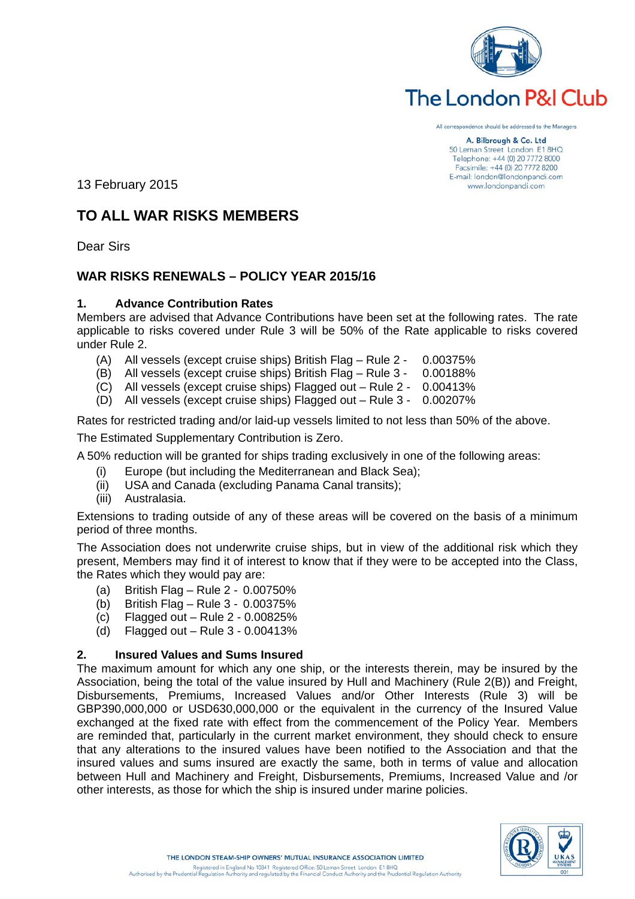The London P&I Club

All correspondence should be addressed to the Managers

A. Bilbrough & Co. Ltd
50 Leman Street London E1 8HQ
Telephone: +44 (0) 20 7772 8000
Facsimile: +44 (0) 20 7772 8200
E-mail: london@londonpandi.com
www.londonpandi.com

13 February 2015

# TO ALL WAR RISKS MEMBERS

Dear Sirs

## WAR RISKS RENEWALS – POLICY YEAR 2015/16

### 1. Advance Contribution Rates

Members are advised that Advance Contributions have been set at the following rates. The rate applicable to risks covered under Rule 3 will be 50% of the Rate applicable to risks covered under Rule 2.

- (A) All vessels (except cruise ships) British Flag – Rule 2 - 0.00375%
- (B) All vessels (except cruise ships) British Flag – Rule 3 - 0.00188%
- (C) All vessels (except cruise ships) Flagged out – Rule 2 - 0.00413%
- (D) All vessels (except cruise ships) Flagged out – Rule 3 - 0.00207%

Rates for restricted trading and/or laid-up vessels limited to not less than 50% of the above.

The Estimated Supplementary Contribution is Zero.

A 50% reduction will be granted for ships trading exclusively in one of the following areas:

- (i) Europe (but including the Mediterranean and Black Sea);
- (ii) USA and Canada (excluding Panama Canal transits);
- (iii) Australasia.

Extensions to trading outside of any of these areas will be covered on the basis of a minimum period of three months.

The Association does not underwrite cruise ships, but in view of the additional risk which they present, Members may find it of interest to know that if they were to be accepted into the Class, the Rates which they would pay are:

- (a) British Flag – Rule 2 - 0.00750%
- (b) British Flag – Rule 3 - 0.00375%
- (c) Flagged out – Rule 2 - 0.00825%
- (d) Flagged out – Rule 3 - 0.00413%

### 2. Insured Values and Sums Insured

The maximum amount for which any one ship, or the interests therein, may be insured by the Association, being the total of the value insured by Hull and Machinery (Rule 2(B)) and Freight, Disbursements, Premiums, Increased Values and/or Other Interests (Rule 3) will be GBP390,000,000 or USD630,000,000 or the equivalent in the currency of the Insured Value exchanged at the fixed rate with effect from the commencement of the Policy Year. Members are reminded that, particularly in the current market environment, they should check to ensure that any alterations to the insured values have been notified to the Association and that the insured values and sums insured are exactly the same, both in terms of value and allocation between Hull and Machinery and Freight, Disbursements, Premiums, Increased Value and /or other interests, as those for which the ship is insured under marine policies.

THE LONDON STEAM-SHIP OWNERS' MUTUAL INSURANCE ASSOCIATION LIMITED
Registered in England No 10341 Registered Office: 50 Leman Street London E1 8HQ
Authorised by the Prudential Regulation Authority and regulated by the Financial Conduct Authority and the Prudential Regulation Authority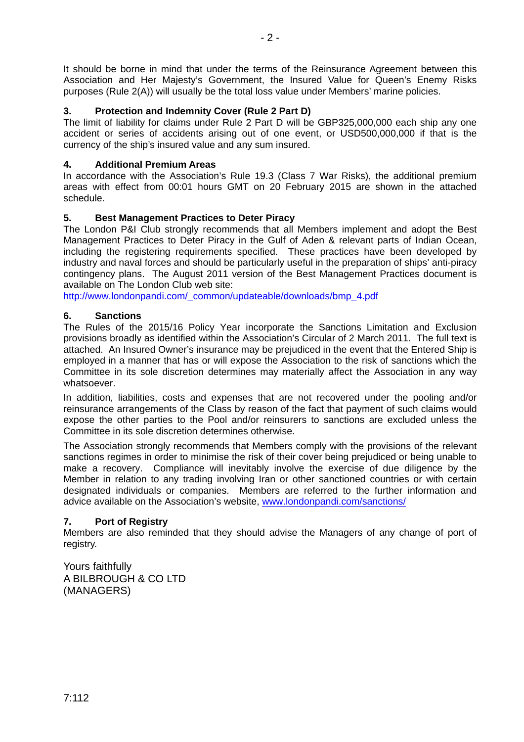It should be borne in mind that under the terms of the Reinsurance Agreement between this Association and Her Majesty's Government, the Insured Value for Queen's Enemy Risks purposes (Rule 2(A)) will usually be the total loss value under Members' marine policies.

### 3. Protection and Indemnity Cover (Rule 2 Part D)

The limit of liability for claims under Rule 2 Part D will be GBP325,000,000 each ship any one accident or series of accidents arising out of one event, or USD500,000,000 if that is the currency of the ship's insured value and any sum insured.

### 4. Additional Premium Areas

In accordance with the Association's Rule 19.3 (Class 7 War Risks), the additional premium areas with effect from 00:01 hours GMT on 20 February 2015 are shown in the attached schedule.

### 5. Best Management Practices to Deter Piracy

The London P&I Club strongly recommends that all Members implement and adopt the Best Management Practices to Deter Piracy in the Gulf of Aden & relevant parts of Indian Ocean, including the registering requirements specified. These practices have been developed by industry and naval forces and should be particularly useful in the preparation of ships' anti-piracy contingency plans. The August 2011 version of the Best Management Practices document is available on The London Club web site:
http://www.londonpandi.com/_common/updateable/downloads/bmp_4.pdf

### 6. Sanctions

The Rules of the 2015/16 Policy Year incorporate the Sanctions Limitation and Exclusion provisions broadly as identified within the Association's Circular of 2 March 2011. The full text is attached. An Insured Owner's insurance may be prejudiced in the event that the Entered Ship is employed in a manner that has or will expose the Association to the risk of sanctions which the Committee in its sole discretion determines may materially affect the Association in any way whatsoever.

In addition, liabilities, costs and expenses that are not recovered under the pooling and/or reinsurance arrangements of the Class by reason of the fact that payment of such claims would expose the other parties to the Pool and/or reinsurers to sanctions are excluded unless the Committee in its sole discretion determines otherwise.

The Association strongly recommends that Members comply with the provisions of the relevant sanctions regimes in order to minimise the risk of their cover being prejudiced or being unable to make a recovery. Compliance will inevitably involve the exercise of due diligence by the Member in relation to any trading involving Iran or other sanctioned countries or with certain designated individuals or companies. Members are referred to the further information and advice available on the Association's website, www.londonpandi.com/sanctions/

### 7. Port of Registry

Members are also reminded that they should advise the Managers of any change of port of registry.

Yours faithfully
A BILBROUGH & CO LTD
(MANAGERS)

7:112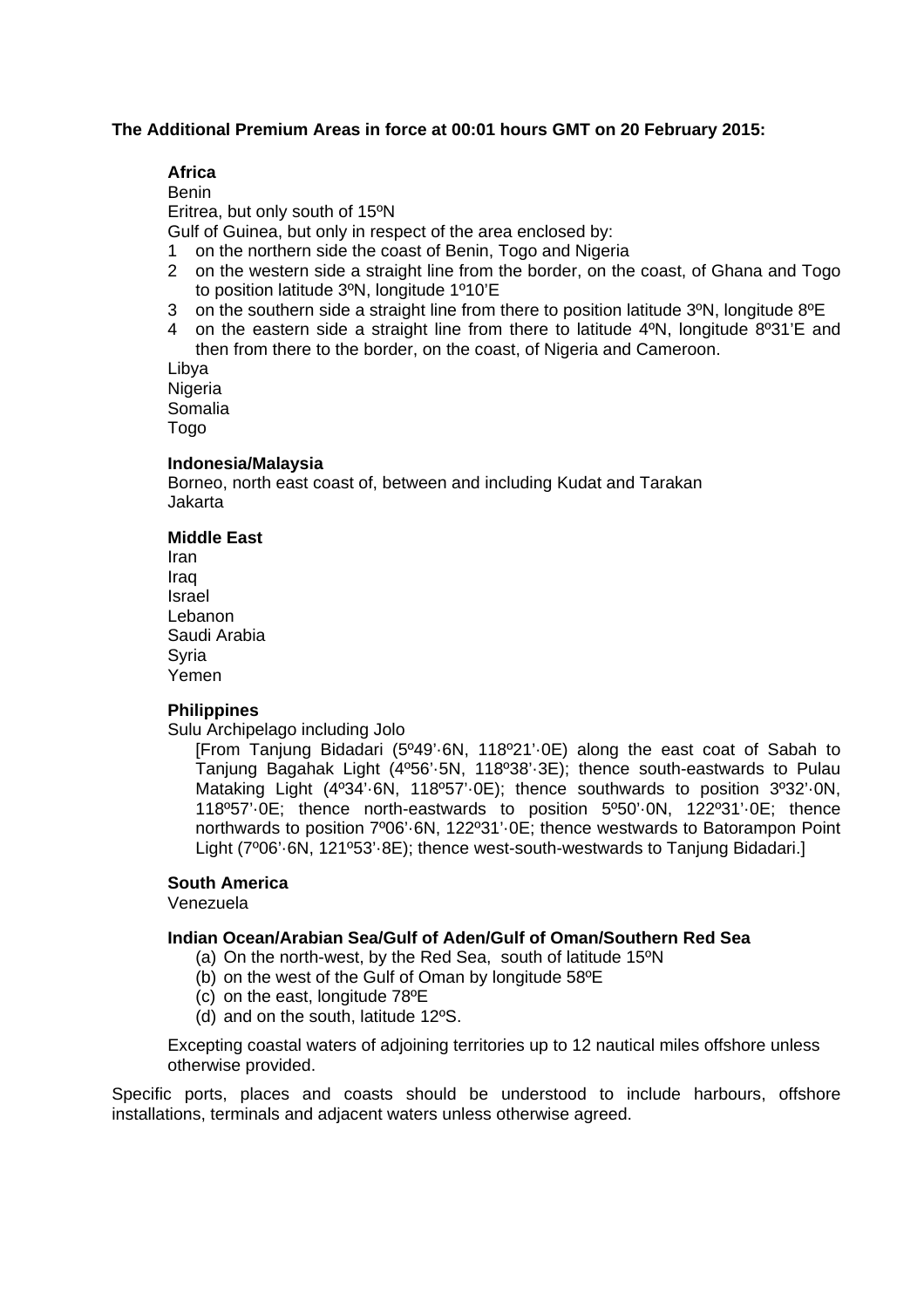**The Additional Premium Areas in force at 00:01 hours GMT on 20 February 2015:**

**Africa**

Benin

Eritrea, but only south of 15ºN

Gulf of Guinea, but only in respect of the area enclosed by:

1. on the northern side the coast of Benin, Togo and Nigeria
2. on the western side a straight line from the border, on the coast, of Ghana and Togo to position latitude 3ºN, longitude 1º10'E
3. on the southern side a straight line from there to position latitude 3ºN, longitude 8ºE
4. on the eastern side a straight line from there to latitude 4ºN, longitude 8º31'E and then from there to the border, on the coast, of Nigeria and Cameroon.

Libya

Nigeria

Somalia

Togo

**Indonesia/Malaysia**

Borneo, north east coast of, between and including Kudat and Tarakan

Jakarta

**Middle East**

Iran

Iraq

Israel

Lebanon

Saudi Arabia

Syria

Yemen

**Philippines**

Sulu Archipelago including Jolo

[From Tanjung Bidadari (5º49'·6N, 118º21'·0E) along the east coat of Sabah to Tanjung Bagahak Light (4º56'·5N, 118º38'·3E); thence south-eastwards to Pulau Mataking Light (4º34'·6N, 118º57'·0E); thence southwards to position 3º32'·0N, 118º57'·0E; thence north-eastwards to position 5º50'·0N, 122º31'·0E; thence northwards to position 7º06'·6N, 122º31'·0E; thence westwards to Batorampon Point Light (7º06'·6N, 121º53'·8E); thence west-south-westwards to Tanjung Bidadari.]

**South America**

Venezuela

**Indian Ocean/Arabian Sea/Gulf of Aden/Gulf of Oman/Southern Red Sea**

(a) On the north-west, by the Red Sea, south of latitude 15ºN
(b) on the west of the Gulf of Oman by longitude 58ºE
(c) on the east, longitude 78ºE
(d) and on the south, latitude 12ºS.

Excepting coastal waters of adjoining territories up to 12 nautical miles offshore unless otherwise provided.

Specific ports, places and coasts should be understood to include harbours, offshore installations, terminals and adjacent waters unless otherwise agreed.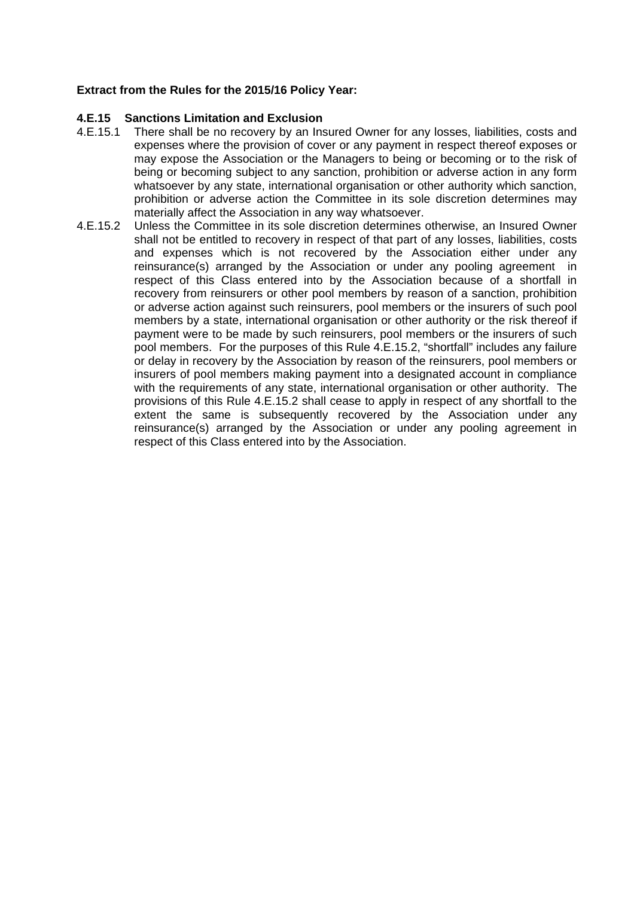**Extract from the Rules for the 2015/16 Policy Year:**

**4.E.15 Sanctions Limitation and Exclusion**

4.E.15.1 There shall be no recovery by an Insured Owner for any losses, liabilities, costs and expenses where the provision of cover or any payment in respect thereof exposes or may expose the Association or the Managers to being or becoming or to the risk of being or becoming subject to any sanction, prohibition or adverse action in any form whatsoever by any state, international organisation or other authority which sanction, prohibition or adverse action the Committee in its sole discretion determines may materially affect the Association in any way whatsoever.

4.E.15.2 Unless the Committee in its sole discretion determines otherwise, an Insured Owner shall not be entitled to recovery in respect of that part of any losses, liabilities, costs and expenses which is not recovered by the Association either under any reinsurance(s) arranged by the Association or under any pooling agreement in respect of this Class entered into by the Association because of a shortfall in recovery from reinsurers or other pool members by reason of a sanction, prohibition or adverse action against such reinsurers, pool members or the insurers of such pool members by a state, international organisation or other authority or the risk thereof if payment were to be made by such reinsurers, pool members or the insurers of such pool members. For the purposes of this Rule 4.E.15.2, "shortfall" includes any failure or delay in recovery by the Association by reason of the reinsurers, pool members or insurers of pool members making payment into a designated account in compliance with the requirements of any state, international organisation or other authority. The provisions of this Rule 4.E.15.2 shall cease to apply in respect of any shortfall to the extent the same is subsequently recovered by the Association under any reinsurance(s) arranged by the Association or under any pooling agreement in respect of this Class entered into by the Association.